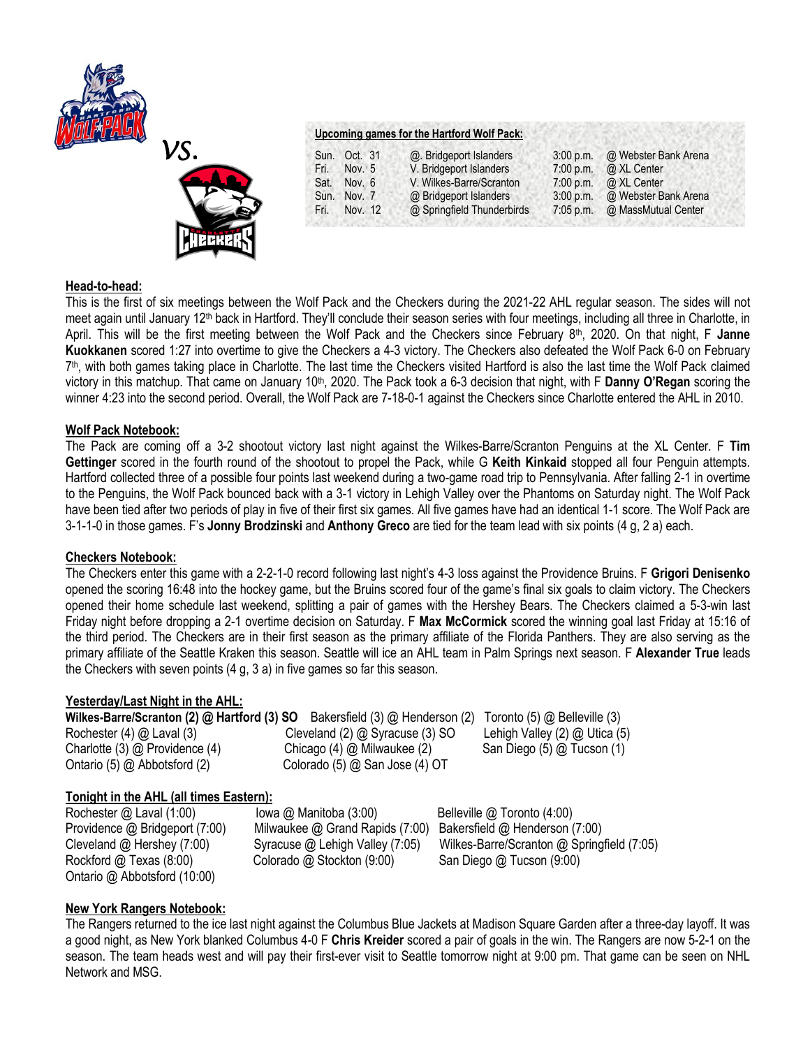vs.

**Upcoming games for the Hartford Wolf Pack:**

| | | | | |
|---|---|---|---|---|
| Sun. | Oct. 31 | @. Bridgeport Islanders | 3:00 p.m. | @ Webster Bank Arena |
| Fri. | Nov. 5 | V. Bridgeport Islanders | 7:00 p.m. | @ XL Center |
| Sat. | Nov. 6 | V. Wilkes-Barre/Scranton | 7:00 p.m. | @ XL Center |
| Sun. | Nov. 7 | @ Bridgeport Islanders | 3:00 p.m. | @ Webster Bank Arena |
| Fri. | Nov. 12 | @ Springfield Thunderbirds | 7:05 p.m. | @ MassMutual Center |

## Head-to-head:

This is the first of six meetings between the Wolf Pack and the Checkers during the 2021-22 AHL regular season. The sides will not meet again until January 12th back in Hartford. They'll conclude their season series with four meetings, including all three in Charlotte, in April. This will be the first meeting between the Wolf Pack and the Checkers since February 8th, 2020. On that night, F **Janne Kuokkanen** scored 1:27 into overtime to give the Checkers a 4-3 victory. The Checkers also defeated the Wolf Pack 6-0 on February 7th, with both games taking place in Charlotte. The last time the Checkers visited Hartford is also the last time the Wolf Pack claimed victory in this matchup. That came on January 10th, 2020. The Pack took a 6-3 decision that night, with F **Danny O'Regan** scoring the winner 4:23 into the second period. Overall, the Wolf Pack are 7-18-0-1 against the Checkers since Charlotte entered the AHL in 2010.

## Wolf Pack Notebook:

The Pack are coming off a 3-2 shootout victory last night against the Wilkes-Barre/Scranton Penguins at the XL Center. F **Tim Gettinger** scored in the fourth round of the shootout to propel the Pack, while G **Keith Kinkaid** stopped all four Penguin attempts. Hartford collected three of a possible four points last weekend during a two-game road trip to Pennsylvania. After falling 2-1 in overtime to the Penguins, the Wolf Pack bounced back with a 3-1 victory in Lehigh Valley over the Phantoms on Saturday night. The Wolf Pack have been tied after two periods of play in five of their first six games. All five games have had an identical 1-1 score. The Wolf Pack are 3-1-1-0 in those games. F's **Jonny Brodzinski** and **Anthony Greco** are tied for the team lead with six points (4 g, 2 a) each.

## Checkers Notebook:

The Checkers enter this game with a 2-2-1-0 record following last night's 4-3 loss against the Providence Bruins. F **Grigori Denisenko** opened the scoring 16:48 into the hockey game, but the Bruins scored four of the game's final six goals to claim victory. The Checkers opened their home schedule last weekend, splitting a pair of games with the Hershey Bears. The Checkers claimed a 5-3-win last Friday night before dropping a 2-1 overtime decision on Saturday. F **Max McCormick** scored the winning goal last Friday at 15:16 of the third period. The Checkers are in their first season as the primary affiliate of the Florida Panthers. They are also serving as the primary affiliate of the Seattle Kraken this season. Seattle will ice an AHL team in Palm Springs next season. F **Alexander True** leads the Checkers with seven points (4 g, 3 a) in five games so far this season.

## Yesterday/Last Night in the AHL:

**Wilkes-Barre/Scranton (2) @ Hartford (3) SO**
Bakersfield (3) @ Henderson (2)
Toronto (5) @ Belleville (3)
Rochester (4) @ Laval (3)
Cleveland (2) @ Syracuse (3) SO
Lehigh Valley (2) @ Utica (5)
Charlotte (3) @ Providence (4)
Chicago (4) @ Milwaukee (2)
San Diego (5) @ Tucson (1)
Ontario (5) @ Abbotsford (2)
Colorado (5) @ San Jose (4) OT

## Tonight in the AHL (all times Eastern):

Rochester @ Laval (1:00)
Iowa @ Manitoba (3:00)
Belleville @ Toronto (4:00)
Providence @ Bridgeport (7:00)
Milwaukee @ Grand Rapids (7:00)
Bakersfield @ Henderson (7:00)
Cleveland @ Hershey (7:00)
Syracuse @ Lehigh Valley (7:05)
Wilkes-Barre/Scranton @ Springfield (7:05)
Rockford @ Texas (8:00)
Colorado @ Stockton (9:00)
San Diego @ Tucson (9:00)
Ontario @ Abbotsford (10:00)

## New York Rangers Notebook:

The Rangers returned to the ice last night against the Columbus Blue Jackets at Madison Square Garden after a three-day layoff. It was a good night, as New York blanked Columbus 4-0 F **Chris Kreider** scored a pair of goals in the win. The Rangers are now 5-2-1 on the season. The team heads west and will pay their first-ever visit to Seattle tomorrow night at 9:00 pm. That game can be seen on NHL Network and MSG.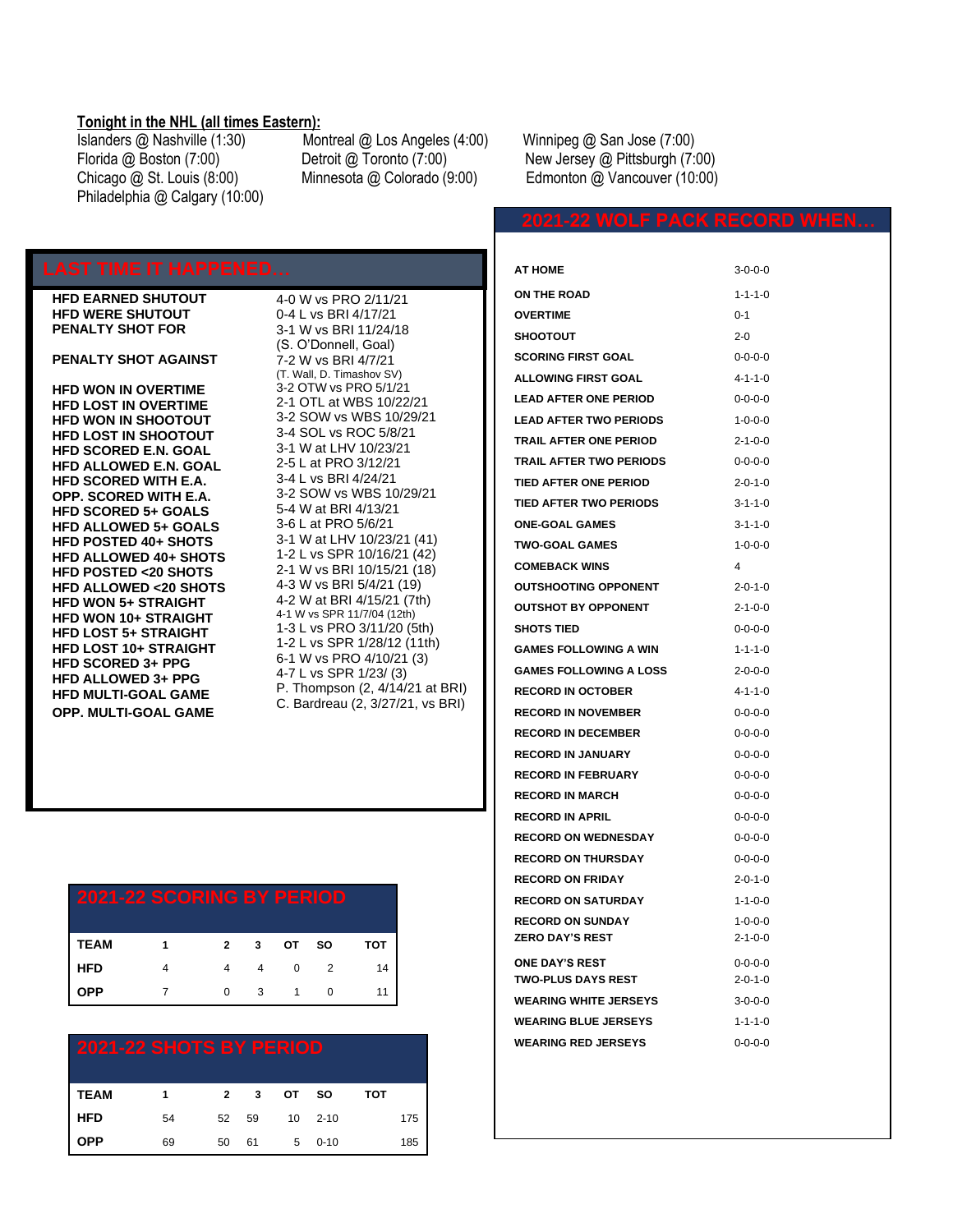**Tonight in the NHL (all times Eastern):**

Islanders @ Nashville (1:30)
Montreal @ Los Angeles (4:00)
Winnipeg @ San Jose (7:00)
Florida @ Boston (7:00)
Detroit @ Toronto (7:00)
New Jersey @ Pittsburgh (7:00)
Chicago @ St. Louis (8:00)
Minnesota @ Colorado (9:00)
Edmonton @ Vancouver (10:00)
Philadelphia @ Calgary (10:00)

## LAST TIME IT HAPPENED…

| | |
|---|---|
| **HFD EARNED SHUTOUT** | 4-0 W vs PRO 2/11/21 |
| **HFD WERE SHUTOUT** | 0-4 L vs BRI 4/17/21 |
| **PENALTY SHOT FOR** | 3-1 W vs BRI 11/24/18 (S. O'Donnell, Goal) |
| **PENALTY SHOT AGAINST** | 7-2 W vs BRI 4/7/21 (T. Wall, D. Timashov SV) |
| **HFD WON IN OVERTIME** | 3-2 OTW vs PRO 5/1/21 |
| **HFD LOST IN OVERTIME** | 2-1 OTL at WBS 10/22/21 |
| **HFD WON IN SHOOTOUT** | 3-2 SOW vs WBS 10/29/21 |
| **HFD LOST IN SHOOTOUT** | 3-4 SOL vs ROC 5/8/21 |
| **HFD SCORED E.N. GOAL** | 3-1 W at LHV 10/23/21 |
| **HFD ALLOWED E.N. GOAL** | 2-5 L at PRO 3/12/21 |
| **HFD SCORED WITH E.A.** | 3-4 L vs BRI 4/24/21 |
| **OPP. SCORED WITH E.A.** | 3-2 SOW vs WBS 10/29/21 |
| **HFD SCORED 5+ GOALS** | 5-4 W at BRI 4/13/21 |
| **HFD ALLOWED 5+ GOALS** | 3-6 L at PRO 5/6/21 |
| **HFD POSTED 40+ SHOTS** | 3-1 W at LHV 10/23/21 (41) |
| **HFD ALLOWED 40+ SHOTS** | 1-2 L vs SPR 10/16/21 (42) |
| **HFD POSTED <20 SHOTS** | 2-1 W vs BRI 10/15/21 (18) |
| **HFD ALLOWED <20 SHOTS** | 4-3 W vs BRI 5/4/21 (19) |
| **HFD WON 5+ STRAIGHT** | 4-2 W at BRI 4/15/21 (7th) |
| **HFD WON 10+ STRAIGHT** | 4-1 W vs SPR 11/7/04 (12th) |
| **HFD LOST 5+ STRAIGHT** | 1-3 L vs PRO 3/11/20 (5th) |
| **HFD LOST 10+ STRAIGHT** | 1-2 L vs SPR 1/28/12 (11th) |
| **HFD SCORED 3+ PPG** | 6-1 W vs PRO 4/10/21 (3) |
| **HFD ALLOWED 3+ PPG** | 4-7 L vs SPR 1/23/ (3) |
| **HFD MULTI-GOAL GAME** | P. Thompson (2, 4/14/21 at BRI) |
| **OPP. MULTI-GOAL GAME** | C. Bardreau (2, 3/27/21, vs BRI) |

## 2021-22 WOLF PACK RECORD WHEN…

| | |
|---|---|
| **AT HOME** | 3-0-0-0 |
| **ON THE ROAD** | 1-1-1-0 |
| **OVERTIME** | 0-1 |
| **SHOOTOUT** | 2-0 |
| **SCORING FIRST GOAL** | 0-0-0-0 |
| **ALLOWING FIRST GOAL** | 4-1-1-0 |
| **LEAD AFTER ONE PERIOD** | 0-0-0-0 |
| **LEAD AFTER TWO PERIODS** | 1-0-0-0 |
| **TRAIL AFTER ONE PERIOD** | 2-1-0-0 |
| **TRAIL AFTER TWO PERIODS** | 0-0-0-0 |
| **TIED AFTER ONE PERIOD** | 2-0-1-0 |
| **TIED AFTER TWO PERIODS** | 3-1-1-0 |
| **ONE-GOAL GAMES** | 3-1-1-0 |
| **TWO-GOAL GAMES** | 1-0-0-0 |
| **COMEBACK WINS** | 4 |
| **OUTSHOOTING OPPONENT** | 2-0-1-0 |
| **OUTSHOT BY OPPONENT** | 2-1-0-0 |
| **SHOTS TIED** | 0-0-0-0 |
| **GAMES FOLLOWING A WIN** | 1-1-1-0 |
| **GAMES FOLLOWING A LOSS** | 2-0-0-0 |
| **RECORD IN OCTOBER** | 4-1-1-0 |
| **RECORD IN NOVEMBER** | 0-0-0-0 |
| **RECORD IN DECEMBER** | 0-0-0-0 |
| **RECORD IN JANUARY** | 0-0-0-0 |
| **RECORD IN FEBRUARY** | 0-0-0-0 |
| **RECORD IN MARCH** | 0-0-0-0 |
| **RECORD IN APRIL** | 0-0-0-0 |
| **RECORD ON WEDNESDAY** | 0-0-0-0 |
| **RECORD ON THURSDAY** | 0-0-0-0 |
| **RECORD ON FRIDAY** | 2-0-1-0 |
| **RECORD ON SATURDAY** | 1-1-0-0 |
| **RECORD ON SUNDAY** | 1-0-0-0 |
| **ZERO DAY'S REST** | 2-1-0-0 |
| **ONE DAY'S REST** | 0-0-0-0 |
| **TWO-PLUS DAYS REST** | 2-0-1-0 |
| **WEARING WHITE JERSEYS** | 3-0-0-0 |
| **WEARING BLUE JERSEYS** | 1-1-1-0 |
| **WEARING RED JERSEYS** | 0-0-0-0 |

## 2021-22 SCORING BY PERIOD

| TEAM | 1 | 2 | 3 | OT | SO | TOT |
|---|---|---|---|---|---|---|
| HFD | 4 | 4 | 4 | 0 | 2 | 14 |
| OPP | 7 | 0 | 3 | 1 | 0 | 11 |

## 2021-22 SHOTS BY PERIOD

| TEAM | 1 | 2 | 3 | OT | SO | TOT |
|---|---|---|---|---|---|---|
| HFD | 54 | 52 | 59 | 10 | 2-10 | 175 |
| OPP | 69 | 50 | 61 | 5 | 0-10 | 185 |